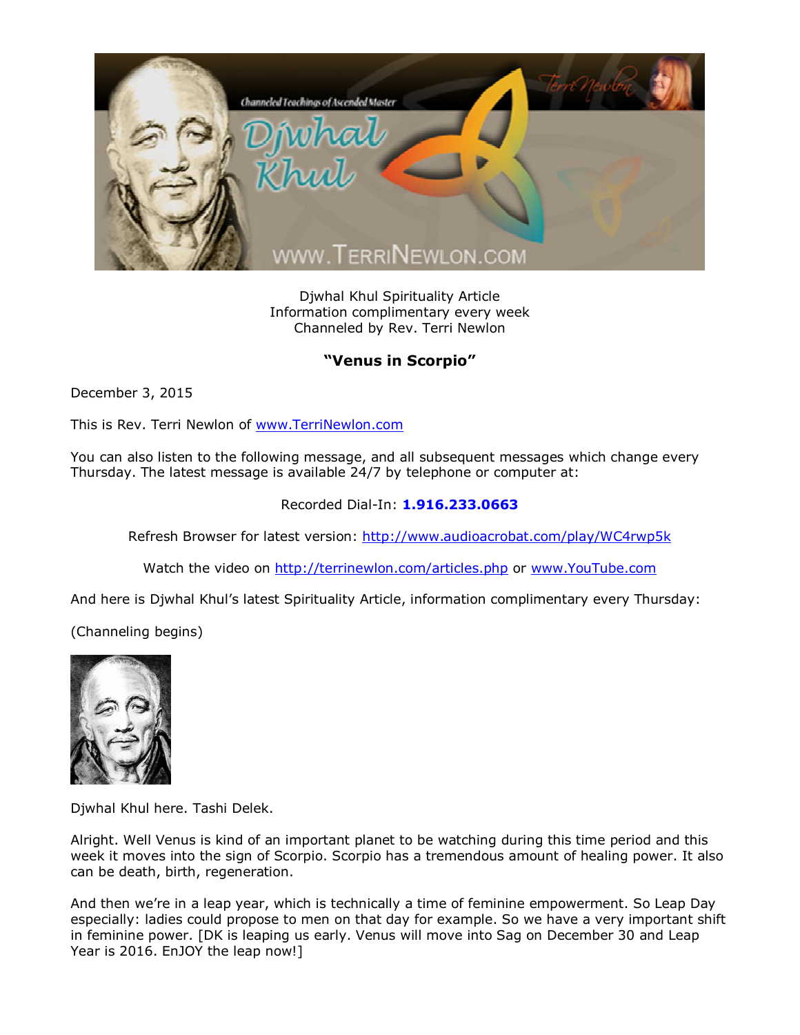Djwhal Khul Spirituality Article
Information complimentary every week
Channeled by Rev. Terri Newlon

## "Venus in Scorpio"

December 3, 2015

This is Rev. Terri Newlon of www.TerriNewlon.com

You can also listen to the following message, and all subsequent messages which change every Thursday. The latest message is available 24/7 by telephone or computer at:

Recorded Dial-In: **1.916.233.0663**

Refresh Browser for latest version: http://www.audioacrobat.com/play/WC4rwp5k

Watch the video on http://terrinewlon.com/articles.php or www.YouTube.com

And here is Djwhal Khul's latest Spirituality Article, information complimentary every Thursday:

(Channeling begins)

Djwhal Khul here. Tashi Delek.

Alright. Well Venus is kind of an important planet to be watching during this time period and this week it moves into the sign of Scorpio. Scorpio has a tremendous amount of healing power. It also can be death, birth, regeneration.

And then we're in a leap year, which is technically a time of feminine empowerment. So Leap Day especially: ladies could propose to men on that day for example. So we have a very important shift in feminine power. [DK is leaping us early. Venus will move into Sag on December 30 and Leap Year is 2016. EnJOY the leap now!]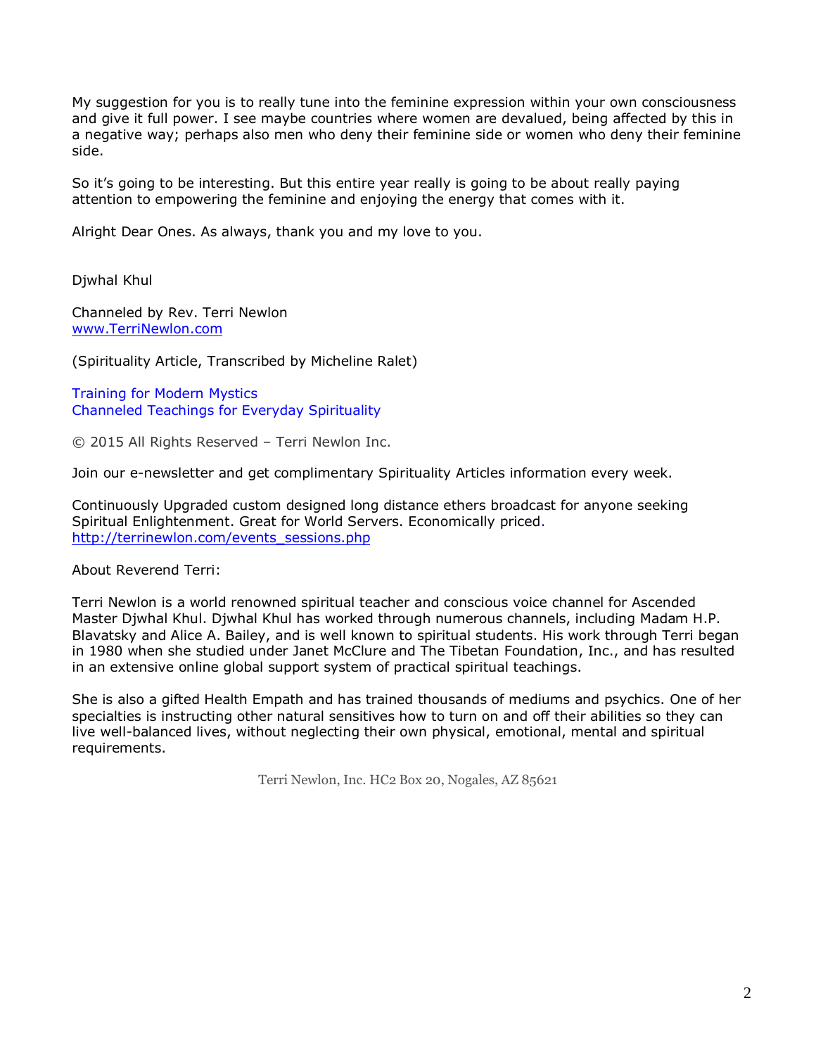My suggestion for you is to really tune into the feminine expression within your own consciousness and give it full power. I see maybe countries where women are devalued, being affected by this in a negative way; perhaps also men who deny their feminine side or women who deny their feminine side.

So it's going to be interesting. But this entire year really is going to be about really paying attention to empowering the feminine and enjoying the energy that comes with it.

Alright Dear Ones. As always, thank you and my love to you.

Djwhal Khul

Channeled by Rev. Terri Newlon
[www.TerriNewlon.com](http://www.TerriNewlon.com)

(Spirituality Article, Transcribed by Micheline Ralet)

Training for Modern Mystics
Channeled Teachings for Everyday Spirituality

© 2015 All Rights Reserved – Terri Newlon Inc.

Join our e-newsletter and get complimentary Spirituality Articles information every week.

Continuously Upgraded custom designed long distance ethers broadcast for anyone seeking Spiritual Enlightenment. Great for World Servers. Economically priced.
[http://terrinewlon.com/events_sessions.php](http://terrinewlon.com/events_sessions.php)

About Reverend Terri:

Terri Newlon is a world renowned spiritual teacher and conscious voice channel for Ascended Master Djwhal Khul. Djwhal Khul has worked through numerous channels, including Madam H.P. Blavatsky and Alice A. Bailey, and is well known to spiritual students. His work through Terri began in 1980 when she studied under Janet McClure and The Tibetan Foundation, Inc., and has resulted in an extensive online global support system of practical spiritual teachings.

She is also a gifted Health Empath and has trained thousands of mediums and psychics. One of her specialties is instructing other natural sensitives how to turn on and off their abilities so they can live well-balanced lives, without neglecting their own physical, emotional, mental and spiritual requirements.

Terri Newlon, Inc. HC2 Box 20, Nogales, AZ 85621